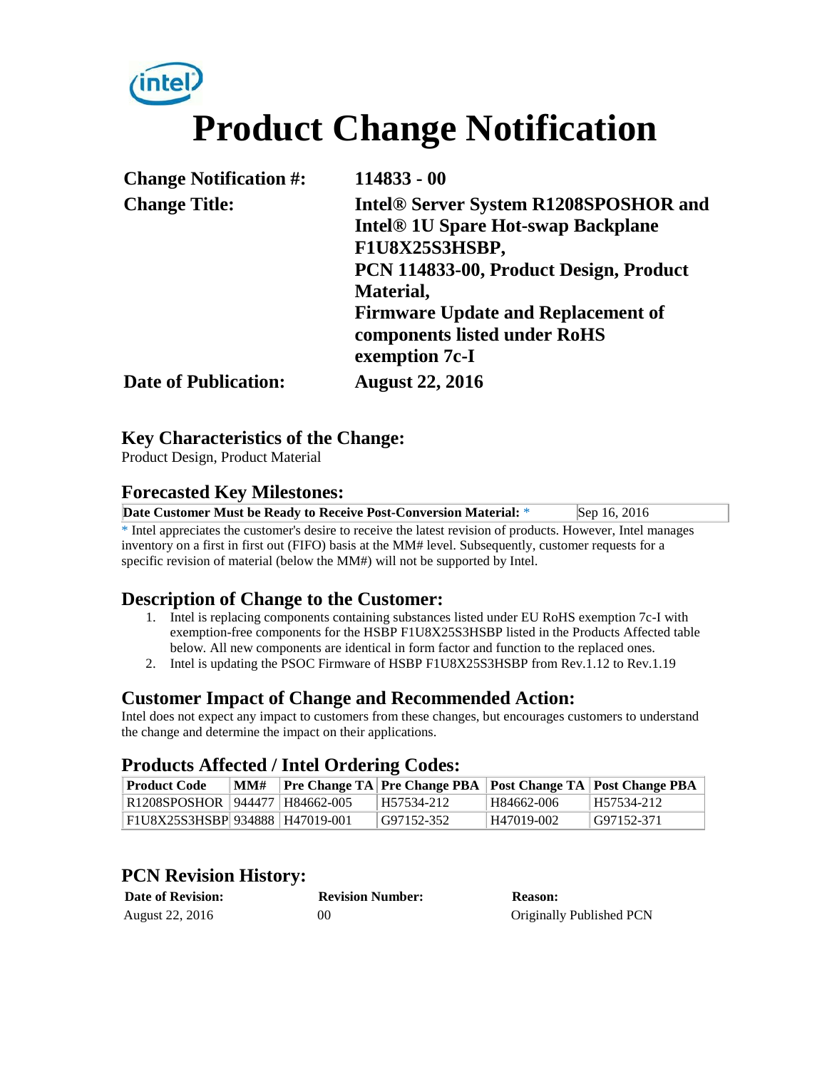# Product Change Notification

| | |
|---|---|
| **Change Notification #:** | **114833 - 00** |
| **Change Title:** | **Intel® Server System R1208SPOSHOR and Intel® 1U Spare Hot-swap Backplane F1U8X25S3HSBP, PCN 114833-00, Product Design, Product Material, Firmware Update and Replacement of components listed under RoHS exemption 7c-I** |
| **Date of Publication:** | **August 22, 2016** |

## Key Characteristics of the Change:

Product Design, Product Material

## Forecasted Key Milestones:

| **Date Customer Must be Ready to Receive Post-Conversion Material:** * | Sep 16, 2016 |
|---|---|

* Intel appreciates the customer's desire to receive the latest revision of products. However, Intel manages inventory on a first in first out (FIFO) basis at the MM# level. Subsequently, customer requests for a specific revision of material (below the MM#) will not be supported by Intel.

## Description of Change to the Customer:

1. Intel is replacing components containing substances listed under EU RoHS exemption 7c-I with exemption-free components for the HSBP F1U8X25S3HSBP listed in the Products Affected table below. All new components are identical in form factor and function to the replaced ones.
2. Intel is updating the PSOC Firmware of HSBP F1U8X25S3HSBP from Rev.1.12 to Rev.1.19

## Customer Impact of Change and Recommended Action:

Intel does not expect any impact to customers from these changes, but encourages customers to understand the change and determine the impact on their applications.

## Products Affected / Intel Ordering Codes:

| Product Code | MM# | Pre Change TA | Pre Change PBA | Post Change TA | Post Change PBA |
|---|---|---|---|---|---|
| R1208SPOSHOR | 944477 | H84662-005 | H57534-212 | H84662-006 | H57534-212 |
| F1U8X25S3HSBP | 934888 | H47019-001 | G97152-352 | H47019-002 | G97152-371 |

## PCN Revision History:

| Date of Revision: | Revision Number: | Reason: |
|---|---|---|
| August 22, 2016 | 00 | Originally Published PCN |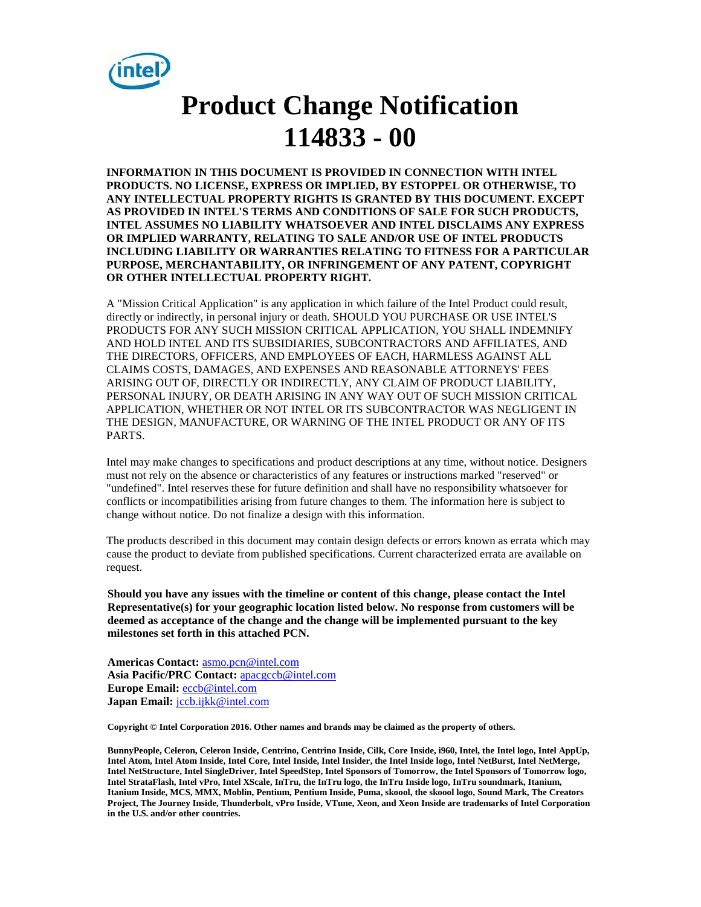# Product Change Notification
# 114833 - 00

**INFORMATION IN THIS DOCUMENT IS PROVIDED IN CONNECTION WITH INTEL PRODUCTS. NO LICENSE, EXPRESS OR IMPLIED, BY ESTOPPEL OR OTHERWISE, TO ANY INTELLECTUAL PROPERTY RIGHTS IS GRANTED BY THIS DOCUMENT. EXCEPT AS PROVIDED IN INTEL'S TERMS AND CONDITIONS OF SALE FOR SUCH PRODUCTS, INTEL ASSUMES NO LIABILITY WHATSOEVER AND INTEL DISCLAIMS ANY EXPRESS OR IMPLIED WARRANTY, RELATING TO SALE AND/OR USE OF INTEL PRODUCTS INCLUDING LIABILITY OR WARRANTIES RELATING TO FITNESS FOR A PARTICULAR PURPOSE, MERCHANTABILITY, OR INFRINGEMENT OF ANY PATENT, COPYRIGHT OR OTHER INTELLECTUAL PROPERTY RIGHT.**

A "Mission Critical Application" is any application in which failure of the Intel Product could result, directly or indirectly, in personal injury or death. SHOULD YOU PURCHASE OR USE INTEL'S PRODUCTS FOR ANY SUCH MISSION CRITICAL APPLICATION, YOU SHALL INDEMNIFY AND HOLD INTEL AND ITS SUBSIDIARIES, SUBCONTRACTORS AND AFFILIATES, AND THE DIRECTORS, OFFICERS, AND EMPLOYEES OF EACH, HARMLESS AGAINST ALL CLAIMS COSTS, DAMAGES, AND EXPENSES AND REASONABLE ATTORNEYS' FEES ARISING OUT OF, DIRECTLY OR INDIRECTLY, ANY CLAIM OF PRODUCT LIABILITY, PERSONAL INJURY, OR DEATH ARISING IN ANY WAY OUT OF SUCH MISSION CRITICAL APPLICATION, WHETHER OR NOT INTEL OR ITS SUBCONTRACTOR WAS NEGLIGENT IN THE DESIGN, MANUFACTURE, OR WARNING OF THE INTEL PRODUCT OR ANY OF ITS PARTS.

Intel may make changes to specifications and product descriptions at any time, without notice. Designers must not rely on the absence or characteristics of any features or instructions marked "reserved" or "undefined". Intel reserves these for future definition and shall have no responsibility whatsoever for conflicts or incompatibilities arising from future changes to them. The information here is subject to change without notice. Do not finalize a design with this information.

The products described in this document may contain design defects or errors known as errata which may cause the product to deviate from published specifications. Current characterized errata are available on request.

**Should you have any issues with the timeline or content of this change, please contact the Intel Representative(s) for your geographic location listed below. No response from customers will be deemed as acceptance of the change and the change will be implemented pursuant to the key milestones set forth in this attached PCN.**

**Americas Contact:** asmo.pcn@intel.com
**Asia Pacific/PRC Contact:** apacgccb@intel.com
**Europe Email:** eccb@intel.com
**Japan Email:** jccb.ijkk@intel.com

**Copyright © Intel Corporation 2016. Other names and brands may be claimed as the property of others.**

**BunnyPeople, Celeron, Celeron Inside, Centrino, Centrino Inside, Cilk, Core Inside, i960, Intel, the Intel logo, Intel AppUp, Intel Atom, Intel Atom Inside, Intel Core, Intel Inside, Intel Insider, the Intel Inside logo, Intel NetBurst, Intel NetMerge, Intel NetStructure, Intel SingleDriver, Intel SpeedStep, Intel Sponsors of Tomorrow, the Intel Sponsors of Tomorrow logo, Intel StrataFlash, Intel vPro, Intel XScale, InTru, the InTru logo, the InTru Inside logo, InTru soundmark, Itanium, Itanium Inside, MCS, MMX, Moblin, Pentium, Pentium Inside, Puma, skoool, the skoool logo, Sound Mark, The Creators Project, The Journey Inside, Thunderbolt, vPro Inside, VTune, Xeon, and Xeon Inside are trademarks of Intel Corporation in the U.S. and/or other countries.**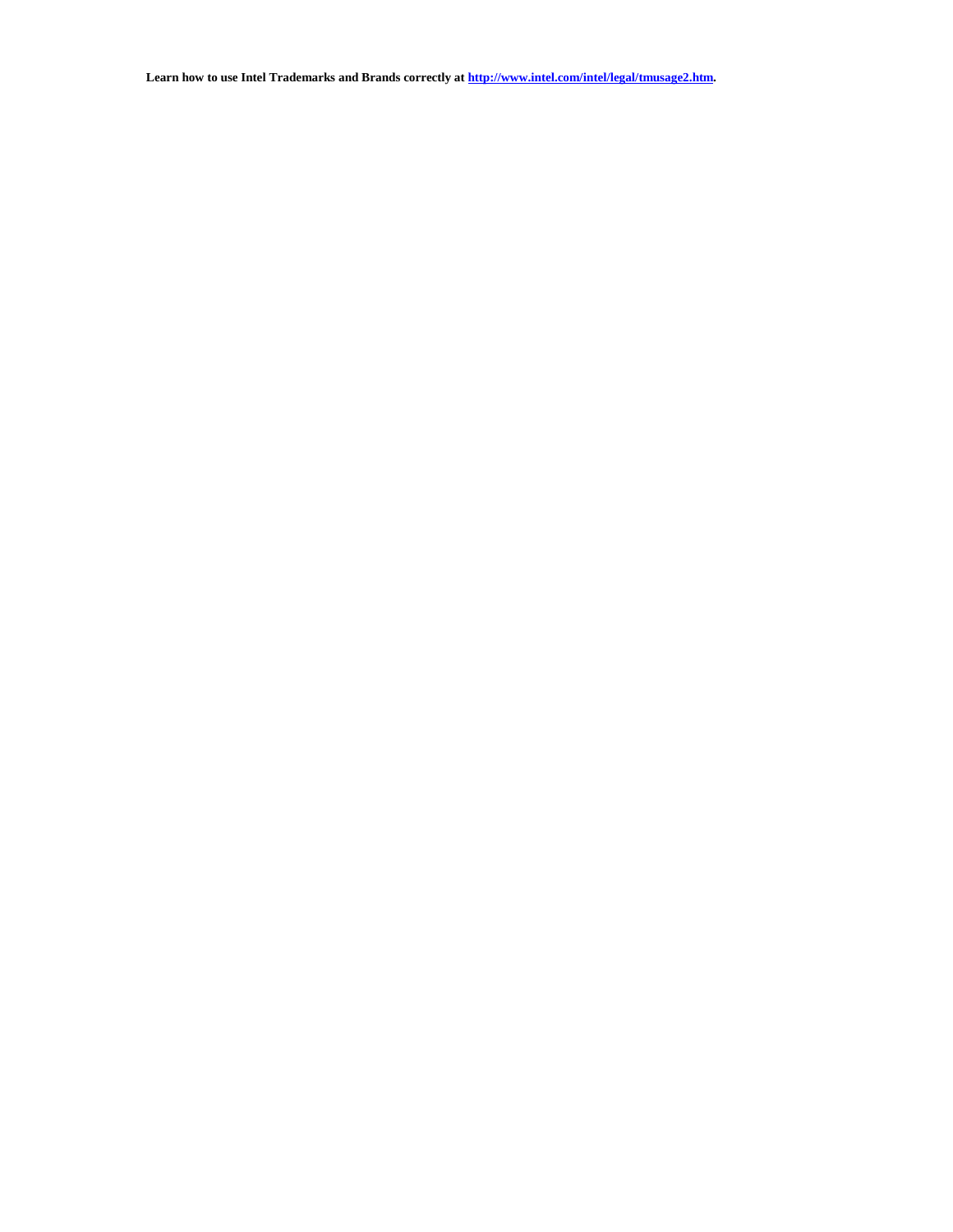**Learn how to use Intel Trademarks and Brands correctly at [http://www.intel.com/intel/legal/tmusage2.htm](http://www.intel.com/intel/legal/tmusage2.htm).**